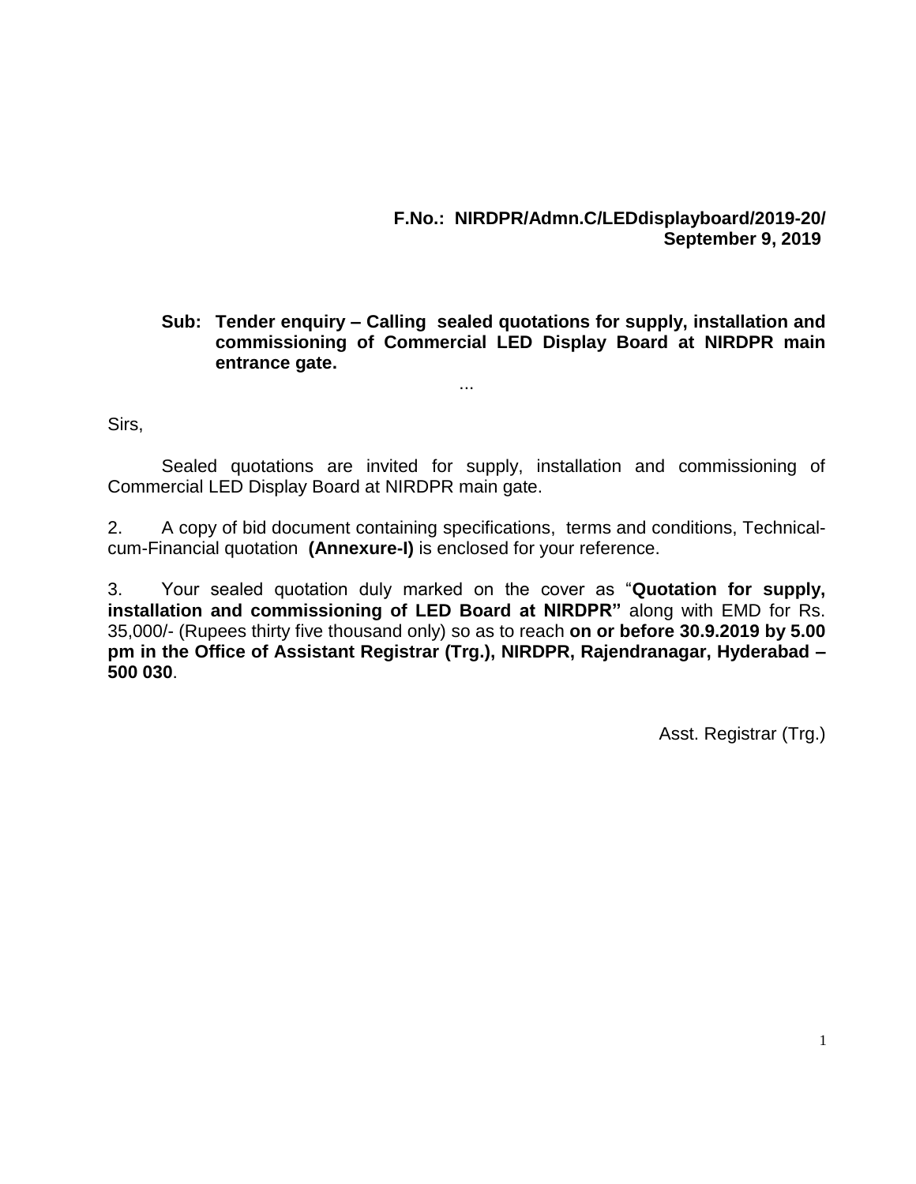**F.No.: NIRDPR/Admn.C/LEDdisplayboard/2019-20/**
**September 9, 2019**

**Sub: Tender enquiry – Calling sealed quotations for supply, installation and commissioning of Commercial LED Display Board at NIRDPR main entrance gate.**

...

Sirs,

Sealed quotations are invited for supply, installation and commissioning of Commercial LED Display Board at NIRDPR main gate.

2. A copy of bid document containing specifications, terms and conditions, Technical-cum-Financial quotation **(Annexure-I)** is enclosed for your reference.

3. Your sealed quotation duly marked on the cover as "**Quotation for supply, installation and commissioning of LED Board at NIRDPR"** along with EMD for Rs. 35,000/- (Rupees thirty five thousand only) so as to reach **on or before 30.9.2019 by 5.00 pm in the Office of Assistant Registrar (Trg.), NIRDPR, Rajendranagar, Hyderabad – 500 030**.

Asst. Registrar (Trg.)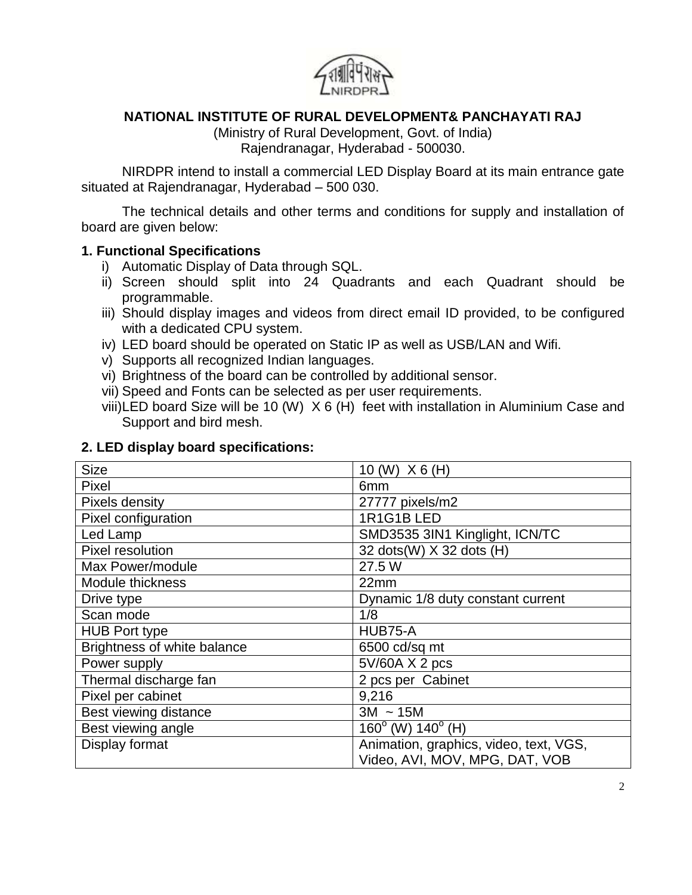**NATIONAL INSTITUTE OF RURAL DEVELOPMENT& PANCHAYATI RAJ**

(Ministry of Rural Development, Govt. of India)
Rajendranagar, Hyderabad - 500030.

NIRDPR intend to install a commercial LED Display Board at its main entrance gate situated at Rajendranagar, Hyderabad – 500 030.

The technical details and other terms and conditions for supply and installation of board are given below:

**1. Functional Specifications**

i) Automatic Display of Data through SQL.
ii) Screen should split into 24 Quadrants and each Quadrant should be programmable.
iii) Should display images and videos from direct email ID provided, to be configured with a dedicated CPU system.
iv) LED board should be operated on Static IP as well as USB/LAN and Wifi.
v) Supports all recognized Indian languages.
vi) Brightness of the board can be controlled by additional sensor.
vii) Speed and Fonts can be selected as per user requirements.
viii) LED board Size will be 10 (W) X 6 (H) feet with installation in Aluminium Case and Support and bird mesh.

**2. LED display board specifications:**

| | |
|---|---|
| Size | 10 (W) X 6 (H) |
| Pixel | 6mm |
| Pixels density | 27777 pixels/m2 |
| Pixel configuration | 1R1G1B LED |
| Led Lamp | SMD3535 3IN1 Kinglight, ICN/TC |
| Pixel resolution | 32 dots(W) X 32 dots (H) |
| Max Power/module | 27.5 W |
| Module thickness | 22mm |
| Drive type | Dynamic 1/8 duty constant current |
| Scan mode | 1/8 |
| HUB Port type | HUB75-A |
| Brightness of white balance | 6500 cd/sq mt |
| Power supply | 5V/60A X 2 pcs |
| Thermal discharge fan | 2 pcs per Cabinet |
| Pixel per cabinet | 9,216 |
| Best viewing distance | 3M ~ 15M |
| Best viewing angle | $160^{o}$ (W) $140^{o}$ (H) |
| Display format | Animation, graphics, video, text, VGS, Video, AVI, MOV, MPG, DAT, VOB |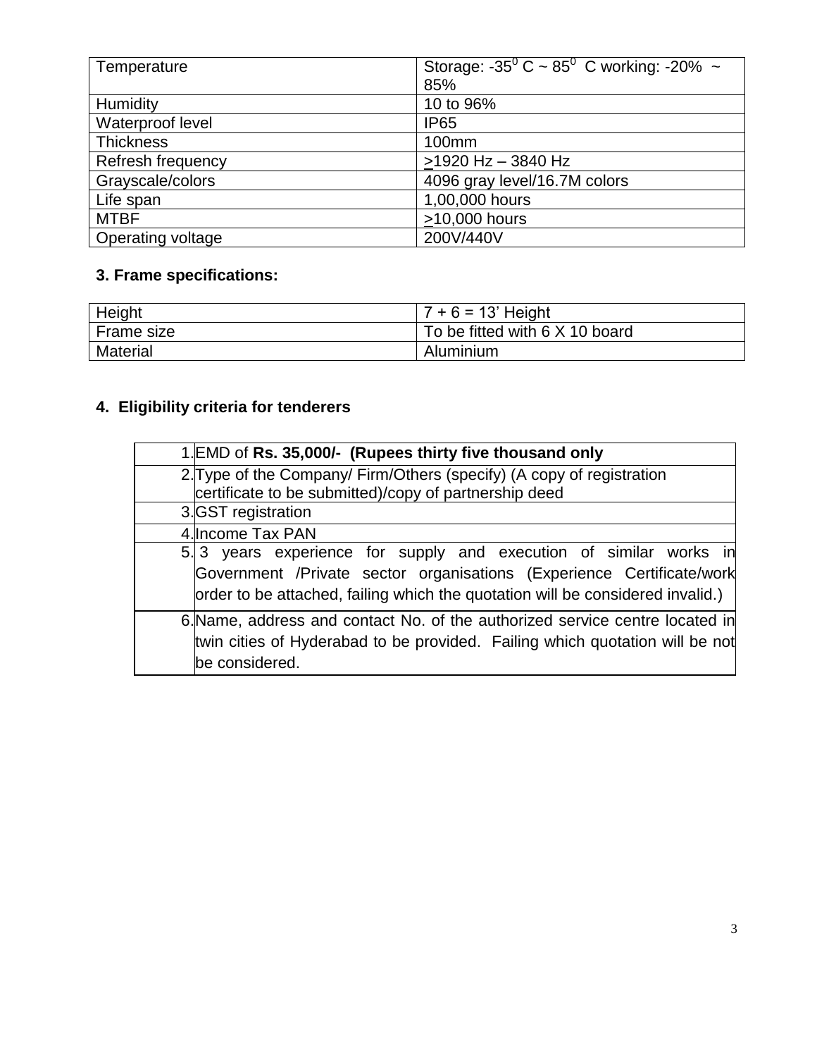| Temperature | Storage: -35$^0$ C ~ 85$^0$ C working: -20% ~ 85% |
|---|---|
| Humidity | 10 to 96% |
| Waterproof level | IP65 |
| Thickness | 100mm |
| Refresh frequency | >1920 Hz – 3840 Hz |
| Grayscale/colors | 4096 gray level/16.7M colors |
| Life span | 1,00,000 hours |
| MTBF | >10,000 hours |
| Operating voltage | 200V/440V |

**3. Frame specifications:**

| Height | 7 + 6 = 13' Height |
|---|---|
| Frame size | To be fitted with 6 X 10 board |
| Material | Aluminium |

**4. Eligibility criteria for tenderers**

| | |
|---|---|
| 1. | EMD of **Rs. 35,000/- (Rupees thirty five thousand only** |
| 2. | Type of the Company/ Firm/Others (specify) (A copy of registration certificate to be submitted)/copy of partnership deed |
| 3. | GST registration |
| 4. | Income Tax PAN |
| 5. | 3 years experience for supply and execution of similar works in Government /Private sector organisations (Experience Certificate/work order to be attached, failing which the quotation will be considered invalid.) |
| 6. | Name, address and contact No. of the authorized service centre located in twin cities of Hyderabad to be provided. Failing which quotation will be not be considered. |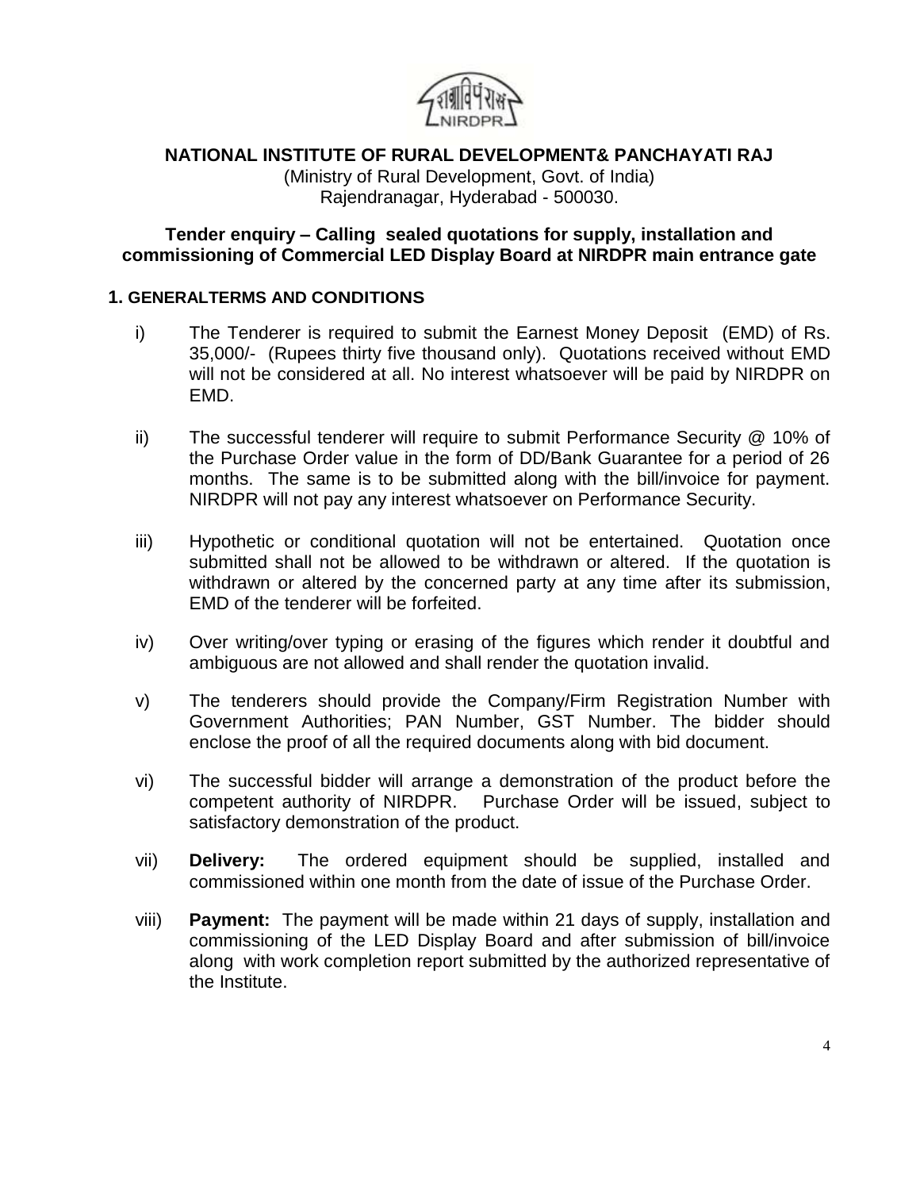**NATIONAL INSTITUTE OF RURAL DEVELOPMENT& PANCHAYATI RAJ**

(Ministry of Rural Development, Govt. of India)
Rajendranagar, Hyderabad - 500030.

**Tender enquiry – Calling sealed quotations for supply, installation and commissioning of Commercial LED Display Board at NIRDPR main entrance gate**

**1. GENERALTERMS AND CONDITIONS**

i) The Tenderer is required to submit the Earnest Money Deposit (EMD) of Rs. 35,000/- (Rupees thirty five thousand only). Quotations received without EMD will not be considered at all. No interest whatsoever will be paid by NIRDPR on EMD.

ii) The successful tenderer will require to submit Performance Security @ 10% of the Purchase Order value in the form of DD/Bank Guarantee for a period of 26 months. The same is to be submitted along with the bill/invoice for payment. NIRDPR will not pay any interest whatsoever on Performance Security.

iii) Hypothetic or conditional quotation will not be entertained. Quotation once submitted shall not be allowed to be withdrawn or altered. If the quotation is withdrawn or altered by the concerned party at any time after its submission, EMD of the tenderer will be forfeited.

iv) Over writing/over typing or erasing of the figures which render it doubtful and ambiguous are not allowed and shall render the quotation invalid.

v) The tenderers should provide the Company/Firm Registration Number with Government Authorities; PAN Number, GST Number. The bidder should enclose the proof of all the required documents along with bid document.

vi) The successful bidder will arrange a demonstration of the product before the competent authority of NIRDPR. Purchase Order will be issued, subject to satisfactory demonstration of the product.

vii) **Delivery:** The ordered equipment should be supplied, installed and commissioned within one month from the date of issue of the Purchase Order.

viii) **Payment:** The payment will be made within 21 days of supply, installation and commissioning of the LED Display Board and after submission of bill/invoice along with work completion report submitted by the authorized representative of the Institute.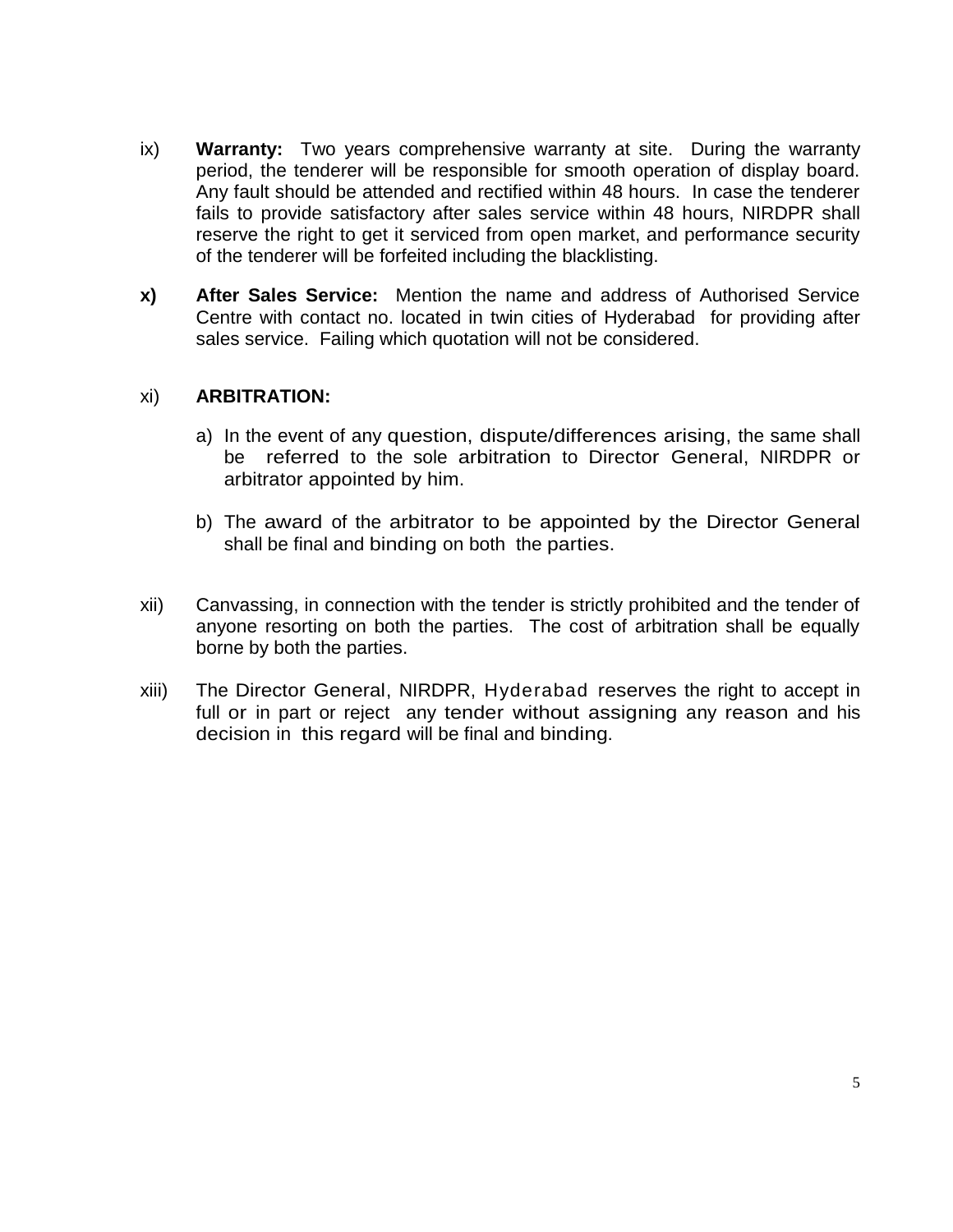ix) **Warranty:** Two years comprehensive warranty at site. During the warranty period, the tenderer will be responsible for smooth operation of display board. Any fault should be attended and rectified within 48 hours. In case the tenderer fails to provide satisfactory after sales service within 48 hours, NIRDPR shall reserve the right to get it serviced from open market, and performance security of the tenderer will be forfeited including the blacklisting.

**x)** **After Sales Service:** Mention the name and address of Authorised Service Centre with contact no. located in twin cities of Hyderabad for providing after sales service. Failing which quotation will not be considered.

xi) **ARBITRATION:**

a) In the event of any question, dispute/differences arising, the same shall be referred to the sole arbitration to Director General, NIRDPR or arbitrator appointed by him.

b) The award of the arbitrator to be appointed by the Director General shall be final and binding on both the parties.

xii) Canvassing, in connection with the tender is strictly prohibited and the tender of anyone resorting on both the parties. The cost of arbitration shall be equally borne by both the parties.

xiii) The Director General, NIRDPR, Hyderabad reserves the right to accept in full or in part or reject any tender without assigning any reason and his decision in this regard will be final and binding.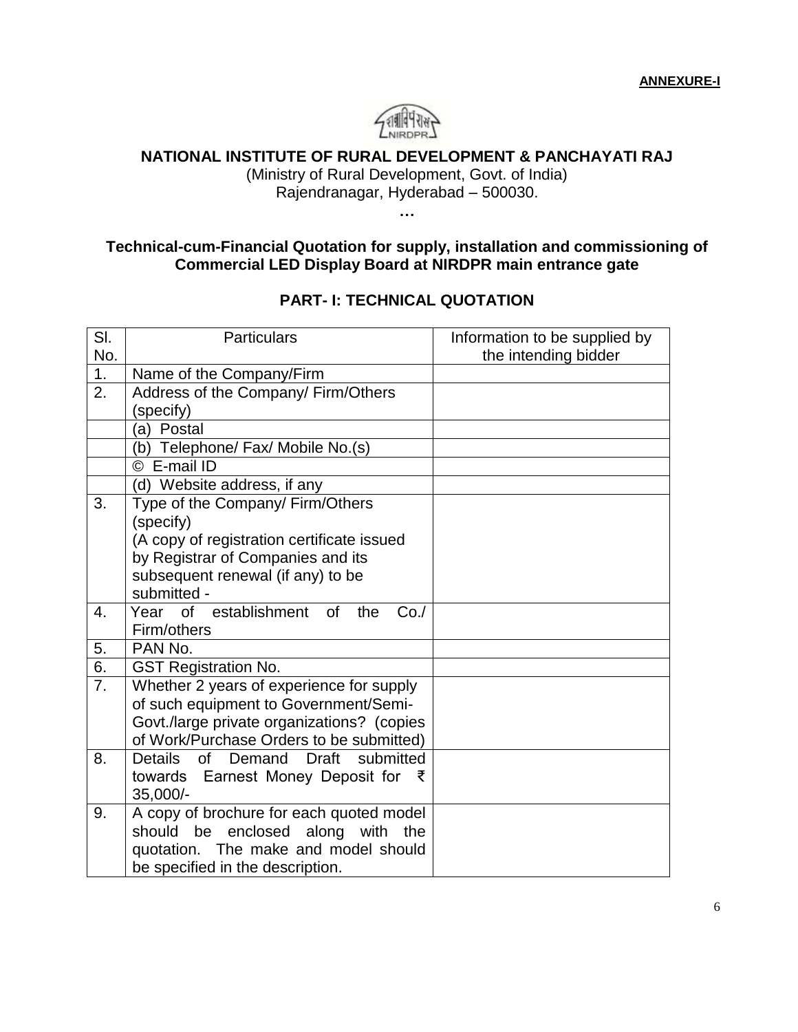**ANNEXURE-I**

**NATIONAL INSTITUTE OF RURAL DEVELOPMENT & PANCHAYATI RAJ**

(Ministry of Rural Development, Govt. of India)
Rajendranagar, Hyderabad – 500030.

…

**Technical-cum-Financial Quotation for supply, installation and commissioning of Commercial LED Display Board at NIRDPR main entrance gate**

**PART- I: TECHNICAL QUOTATION**

| Sl. No. | Particulars | Information to be supplied by the intending bidder |
|---|---|---|
| 1. | Name of the Company/Firm | |
| 2. | Address of the Company/ Firm/Others (specify) | |
| | (a) Postal | |
| | (b) Telephone/ Fax/ Mobile No.(s) | |
| | © E-mail ID | |
| | (d) Website address, if any | |
| 3. | Type of the Company/ Firm/Others (specify) (A copy of registration certificate issued by Registrar of Companies and its subsequent renewal (if any) to be submitted - | |
| 4. | Year of establishment of the Co./ Firm/others | |
| 5. | PAN No. | |
| 6. | GST Registration No. | |
| 7. | Whether 2 years of experience for supply of such equipment to Government/Semi-Govt./large private organizations? (copies of Work/Purchase Orders to be submitted) | |
| 8. | Details of Demand Draft submitted towards Earnest Money Deposit for ₹ 35,000/- | |
| 9. | A copy of brochure for each quoted model should be enclosed along with the quotation. The make and model should be specified in the description. | |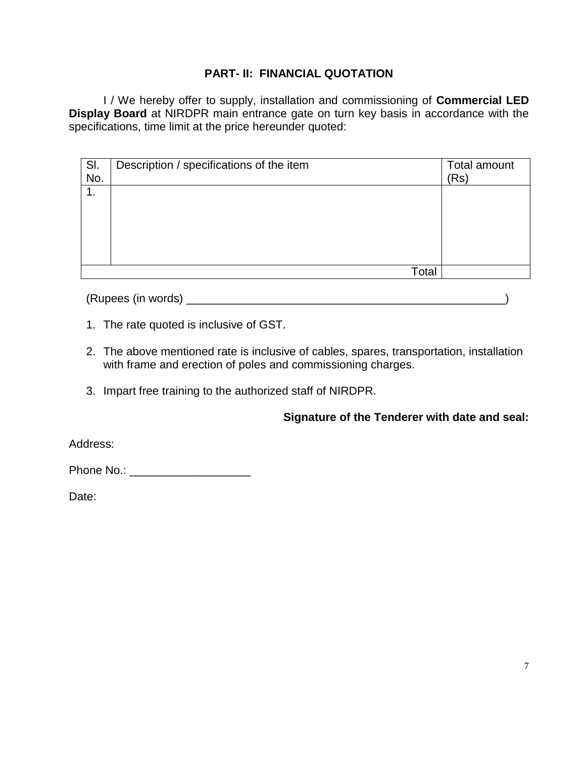## PART- II: FINANCIAL QUOTATION

I / We hereby offer to supply, installation and commissioning of **Commercial LED Display Board** at NIRDPR main entrance gate on turn key basis in accordance with the specifications, time limit at the price hereunder quoted:

| Sl. No. | Description / specifications of the item | Total amount (Rs) |
|---|---|---|
| 1. | | |
| | Total | |

(Rupees (in words) ____________________________________________________)

1. The rate quoted is inclusive of GST.
2. The above mentioned rate is inclusive of cables, spares, transportation, installation with frame and erection of poles and commissioning charges.
3. Impart free training to the authorized staff of NIRDPR.

**Signature of the Tenderer with date and seal:**

Address:

Phone No.: ___________________

Date: